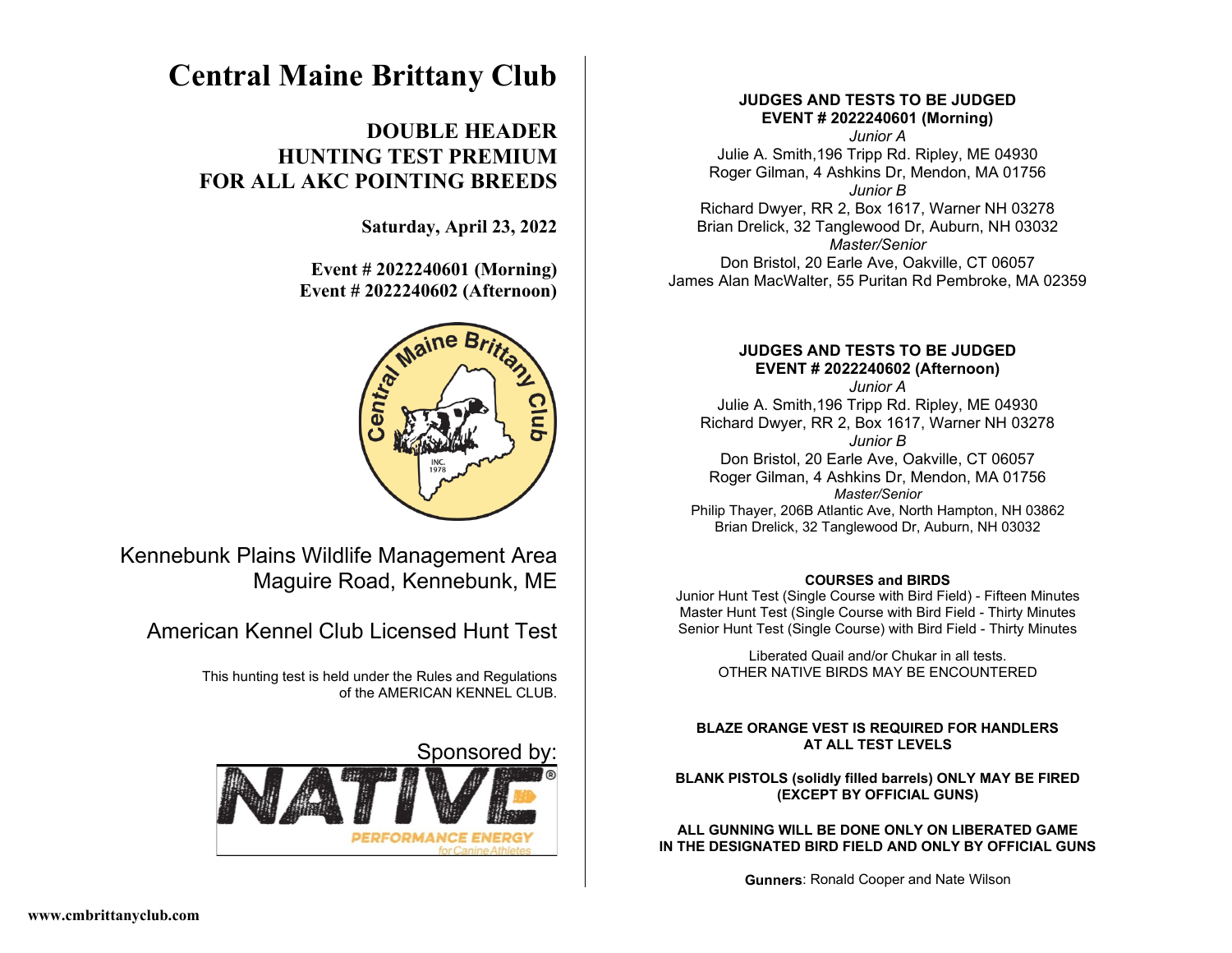# Central Maine Brittany Club

## DOUBLE HEADER
## HUNTING TEST PREMIUM
## FOR ALL AKC POINTING BREEDS

**Saturday, April 23, 2022**

**Event # 2022240601 (Morning)**
**Event # 2022240602 (Afternoon)**

Kennebunk Plains Wildlife Management Area
Maguire Road, Kennebunk, ME

American Kennel Club Licensed Hunt Test

This hunting test is held under the Rules and Regulations of the AMERICAN KENNEL CLUB.

Sponsored by:

NATIVE PERFORMANCE ENERGY for Canine Athletes

www.cmbrittanyclub.com

**JUDGES AND TESTS TO BE JUDGED**
**EVENT # 2022240601 (Morning)**

*Junior A*
Julie A. Smith,196 Tripp Rd. Ripley, ME 04930
Roger Gilman, 4 Ashkins Dr, Mendon, MA 01756

*Junior B*
Richard Dwyer, RR 2, Box 1617, Warner NH 03278
Brian Drelick, 32 Tanglewood Dr, Auburn, NH 03032

*Master/Senior*
Don Bristol, 20 Earle Ave, Oakville, CT 06057
James Alan MacWalter, 55 Puritan Rd Pembroke, MA 02359

**JUDGES AND TESTS TO BE JUDGED**
**EVENT # 2022240602 (Afternoon)**

*Junior A*
Julie A. Smith,196 Tripp Rd. Ripley, ME 04930
Richard Dwyer, RR 2, Box 1617, Warner NH 03278

*Junior B*
Don Bristol, 20 Earle Ave, Oakville, CT 06057
Roger Gilman, 4 Ashkins Dr, Mendon, MA 01756

*Master/Senior*
Philip Thayer, 206B Atlantic Ave, North Hampton, NH 03862
Brian Drelick, 32 Tanglewood Dr, Auburn, NH 03032

**COURSES and BIRDS**

Junior Hunt Test (Single Course with Bird Field) - Fifteen Minutes
Master Hunt Test (Single Course with Bird Field - Thirty Minutes
Senior Hunt Test (Single Course) with Bird Field - Thirty Minutes

Liberated Quail and/or Chukar in all tests.
OTHER NATIVE BIRDS MAY BE ENCOUNTERED

**BLAZE ORANGE VEST IS REQUIRED FOR HANDLERS AT ALL TEST LEVELS**

**BLANK PISTOLS (solidly filled barrels) ONLY MAY BE FIRED (EXCEPT BY OFFICIAL GUNS)**

**ALL GUNNING WILL BE DONE ONLY ON LIBERATED GAME IN THE DESIGNATED BIRD FIELD AND ONLY BY OFFICIAL GUNS**

**Gunners**: Ronald Cooper and Nate Wilson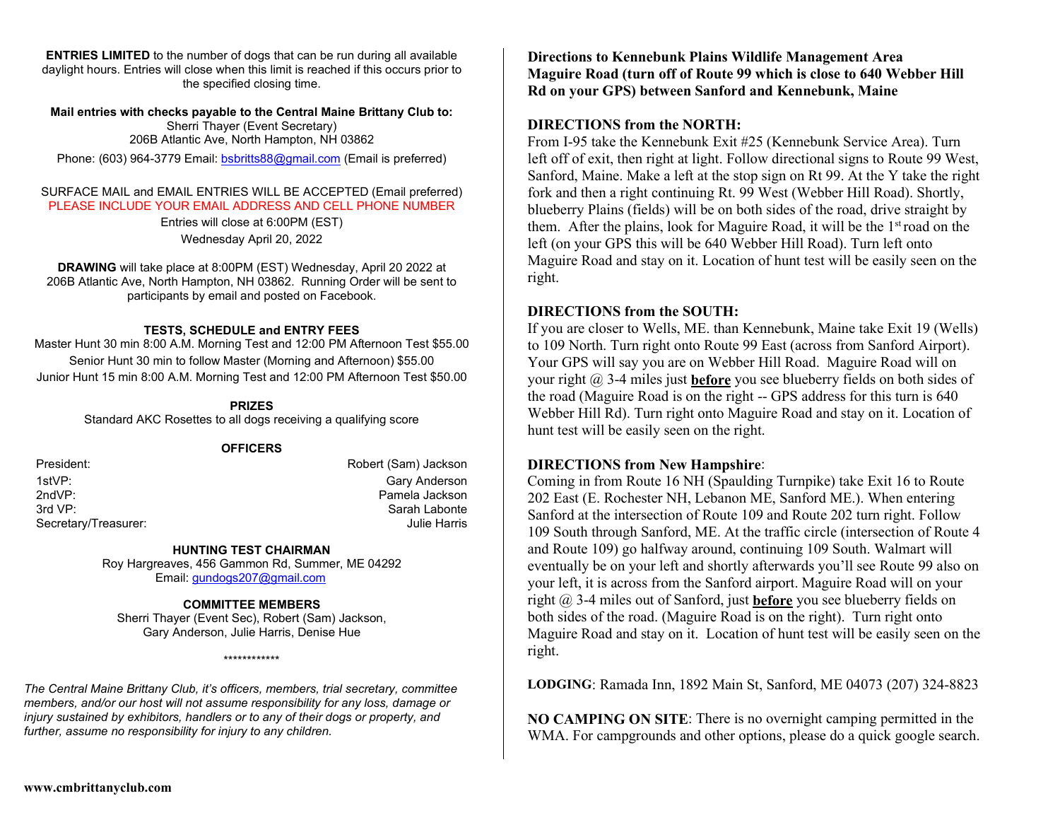**ENTRIES LIMITED** to the number of dogs that can be run during all available daylight hours. Entries will close when this limit is reached if this occurs prior to the specified closing time.

**Mail entries with checks payable to the Central Maine Brittany Club to:**
Sherri Thayer (Event Secretary)
206B Atlantic Ave, North Hampton, NH 03862
Phone: (603) 964-3779 Email: bsbritts88@gmail.com (Email is preferred)

SURFACE MAIL and EMAIL ENTRIES WILL BE ACCEPTED (Email preferred)
PLEASE INCLUDE YOUR EMAIL ADDRESS AND CELL PHONE NUMBER
Entries will close at 6:00PM (EST)
Wednesday April 20, 2022

**DRAWING** will take place at 8:00PM (EST) Wednesday, April 20 2022 at 206B Atlantic Ave, North Hampton, NH 03862. Running Order will be sent to participants by email and posted on Facebook.

**TESTS, SCHEDULE and ENTRY FEES**

Master Hunt 30 min 8:00 A.M. Morning Test and 12:00 PM Afternoon Test $55.00
Senior Hunt 30 min to follow Master (Morning and Afternoon) $55.00
Junior Hunt 15 min 8:00 A.M. Morning Test and 12:00 PM Afternoon Test $50.00

**PRIZES**

Standard AKC Rosettes to all dogs receiving a qualifying score

**OFFICERS**

| | |
|---|---|
| President: | Robert (Sam) Jackson |
| 1stVP: | Gary Anderson |
| 2ndVP: | Pamela Jackson |
| 3rd VP: | Sarah Labonte |
| Secretary/Treasurer: | Julie Harris |

**HUNTING TEST CHAIRMAN**

Roy Hargreaves, 456 Gammon Rd, Summer, ME 04292
Email: gundogs207@gmail.com

**COMMITTEE MEMBERS**

Sherri Thayer (Event Sec), Robert (Sam) Jackson, Gary Anderson, Julie Harris, Denise Hue

************

*The Central Maine Brittany Club, it's officers, members, trial secretary, committee members, and/or our host will not assume responsibility for any loss, damage or injury sustained by exhibitors, handlers or to any of their dogs or property, and further, assume no responsibility for injury to any children.*

**Directions to Kennebunk Plains Wildlife Management Area Maguire Road (turn off of Route 99 which is close to 640 Webber Hill Rd on your GPS) between Sanford and Kennebunk, Maine**

**DIRECTIONS from the NORTH:**

From I-95 take the Kennebunk Exit #25 (Kennebunk Service Area). Turn left off of exit, then right at light. Follow directional signs to Route 99 West, Sanford, Maine. Make a left at the stop sign on Rt 99. At the Y take the right fork and then a right continuing Rt. 99 West (Webber Hill Road). Shortly, blueberry Plains (fields) will be on both sides of the road, drive straight by them. After the plains, look for Maguire Road, it will be the 1st road on the left (on your GPS this will be 640 Webber Hill Road). Turn left onto Maguire Road and stay on it. Location of hunt test will be easily seen on the right.

**DIRECTIONS from the SOUTH:**

If you are closer to Wells, ME. than Kennebunk, Maine take Exit 19 (Wells) to 109 North. Turn right onto Route 99 East (across from Sanford Airport). Your GPS will say you are on Webber Hill Road. Maguire Road will on your right @ 3-4 miles just **before** you see blueberry fields on both sides of the road (Maguire Road is on the right -- GPS address for this turn is 640 Webber Hill Rd). Turn right onto Maguire Road and stay on it. Location of hunt test will be easily seen on the right.

**DIRECTIONS from New Hampshire**:

Coming in from Route 16 NH (Spaulding Turnpike) take Exit 16 to Route 202 East (E. Rochester NH, Lebanon ME, Sanford ME.). When entering Sanford at the intersection of Route 109 and Route 202 turn right. Follow 109 South through Sanford, ME. At the traffic circle (intersection of Route 4 and Route 109) go halfway around, continuing 109 South. Walmart will eventually be on your left and shortly afterwards you'll see Route 99 also on your left, it is across from the Sanford airport. Maguire Road will on your right @ 3-4 miles out of Sanford, just **before** you see blueberry fields on both sides of the road. (Maguire Road is on the right). Turn right onto Maguire Road and stay on it. Location of hunt test will be easily seen on the right.

**LODGING**: Ramada Inn, 1892 Main St, Sanford, ME 04073 (207) 324-8823

**NO CAMPING ON SITE**: There is no overnight camping permitted in the WMA. For campgrounds and other options, please do a quick google search.

**www.cmbrittanyclub.com**